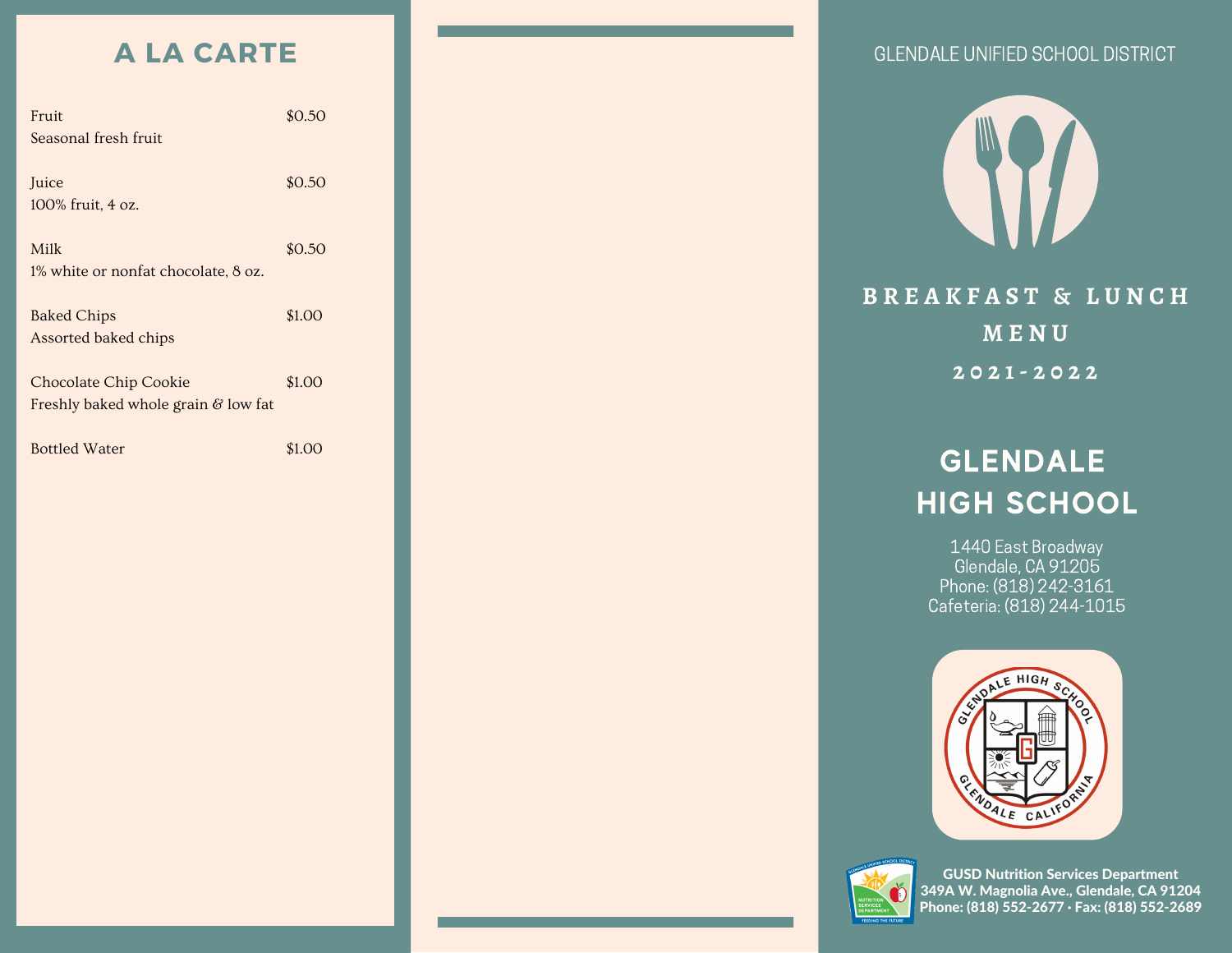## A LA CARTE

| Item | Price |
| --- | --- |
| Fruit<br>Seasonal fresh fruit | $0.50 |
| Juice<br>100% fruit, 4 oz. | $0.50 |
| Milk<br>1% white or nonfat chocolate, 8 oz. | $0.50 |
| Baked Chips<br>Assorted baked chips | $1.00 |
| Chocolate Chip Cookie<br>Freshly baked whole grain & low fat | $1.00 |
| Bottled Water | $1.00 |

GLENDALE UNIFIED SCHOOL DISTRICT

# BREAKFAST & LUNCH MENU

## 2021-2022

# GLENDALE HIGH SCHOOL

1440 East Broadway
Glendale, CA 91205
Phone: (818) 242-3161
Cafeteria: (818) 244-1015

**GUSD Nutrition Services Department**
**349A W. Magnolia Ave., Glendale, CA 91204**
**Phone: (818) 552-2677 • Fax: (818) 552-2689**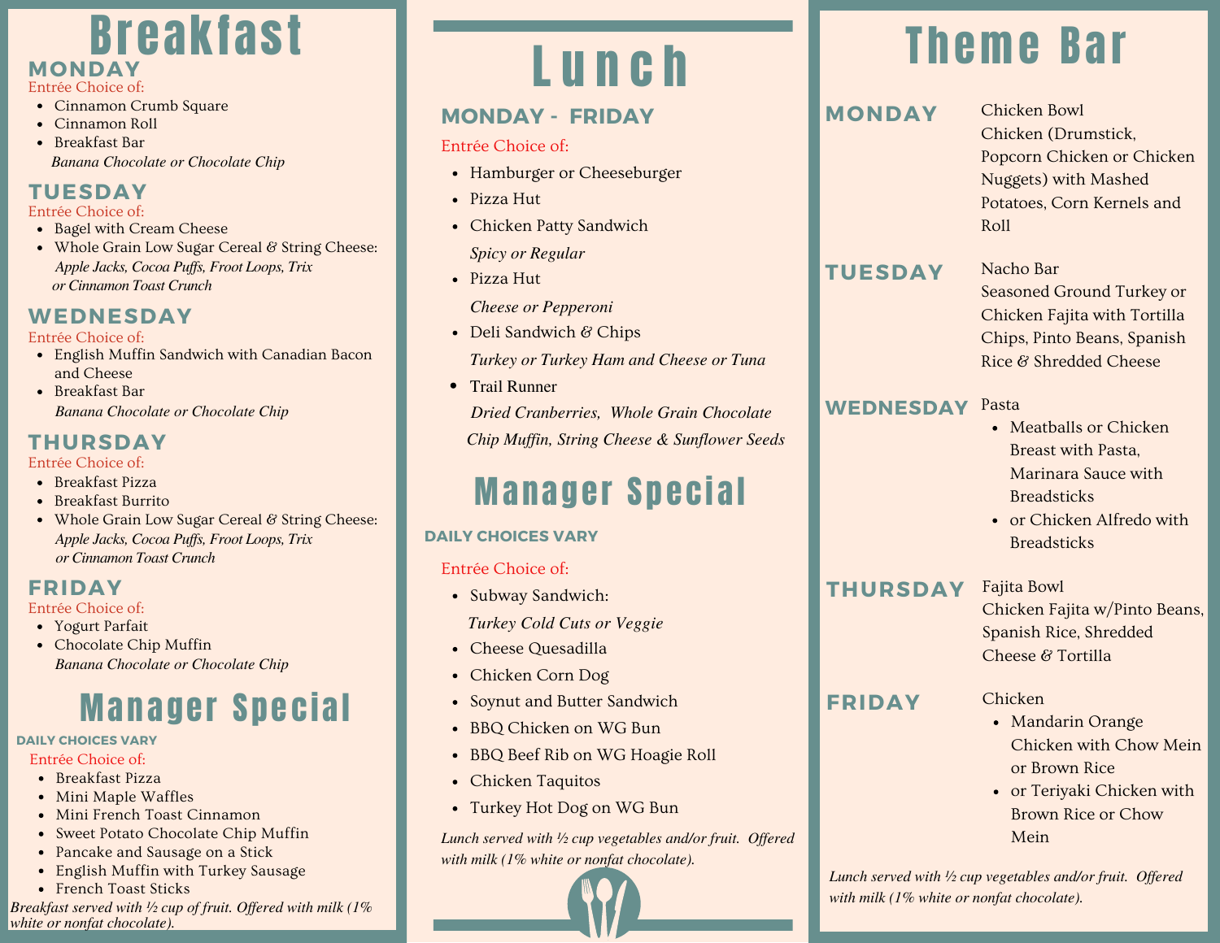# Breakfast

## MONDAY

Entrée Choice of:

- Cinnamon Crumb Square
- Cinnamon Roll
- Breakfast Bar

*Banana Chocolate or Chocolate Chip*

## TUESDAY

Entrée Choice of:

- Bagel with Cream Cheese
- Whole Grain Low Sugar Cereal & String Cheese:

*Apple Jacks, Cocoa Puffs, Froot Loops, Trix or Cinnamon Toast Crunch*

## WEDNESDAY

Entrée Choice of:

- English Muffin Sandwich with Canadian Bacon and Cheese
- Breakfast Bar

*Banana Chocolate or Chocolate Chip*

## THURSDAY

Entrée Choice of:

- Breakfast Pizza
- Breakfast Burrito
- Whole Grain Low Sugar Cereal & String Cheese:

*Apple Jacks, Cocoa Puffs, Froot Loops, Trix or Cinnamon Toast Crunch*

## FRIDAY

Entrée Choice of:

- Yogurt Parfait
- Chocolate Chip Muffin

*Banana Chocolate or Chocolate Chip*

## Manager Special

**DAILY CHOICES VARY**

Entrée Choice of:

- Breakfast Pizza
- Mini Maple Waffles
- Mini French Toast Cinnamon
- Sweet Potato Chocolate Chip Muffin
- Pancake and Sausage on a Stick
- English Muffin with Turkey Sausage
- French Toast Sticks

*Breakfast served with ½ cup of fruit. Offered with milk (1% white or nonfat chocolate).*

# Lunch

## MONDAY - FRIDAY

Entrée Choice of:

- Hamburger or Cheeseburger
- Pizza Hut
- Chicken Patty Sandwich

  *Spicy or Regular*
- Pizza Hut

  *Cheese or Pepperoni*
- Deli Sandwich & Chips

  *Turkey or Turkey Ham and Cheese or Tuna*
- Trail Runner

  *Dried Cranberries, Whole Grain Chocolate Chip Muffin, String Cheese & Sunflower Seeds*

## Manager Special

**DAILY CHOICES VARY**

Entrée Choice of:

- Subway Sandwich:

  *Turkey Cold Cuts or Veggie*
- Cheese Quesadilla
- Chicken Corn Dog
- Soynut and Butter Sandwich
- BBQ Chicken on WG Bun
- BBQ Beef Rib on WG Hoagie Roll
- Chicken Taquitos
- Turkey Hot Dog on WG Bun

*Lunch served with ½ cup vegetables and/or fruit. Offered with milk (1% white or nonfat chocolate).*

# Theme Bar

## MONDAY

Chicken Bowl

Chicken (Drumstick, Popcorn Chicken or Chicken Nuggets) with Mashed Potatoes, Corn Kernels and Roll

## TUESDAY

Nacho Bar

Seasoned Ground Turkey or Chicken Fajita with Tortilla Chips, Pinto Beans, Spanish Rice & Shredded Cheese

## WEDNESDAY

Pasta

- Meatballs or Chicken Breast with Pasta, Marinara Sauce with Breadsticks
- or Chicken Alfredo with Breadsticks

## THURSDAY

Fajita Bowl

Chicken Fajita w/Pinto Beans, Spanish Rice, Shredded Cheese & Tortilla

## FRIDAY

Chicken

- Mandarin Orange Chicken with Chow Mein or Brown Rice
- or Teriyaki Chicken with Brown Rice or Chow Mein

*Lunch served with ½ cup vegetables and/or fruit. Offered with milk (1% white or nonfat chocolate).*